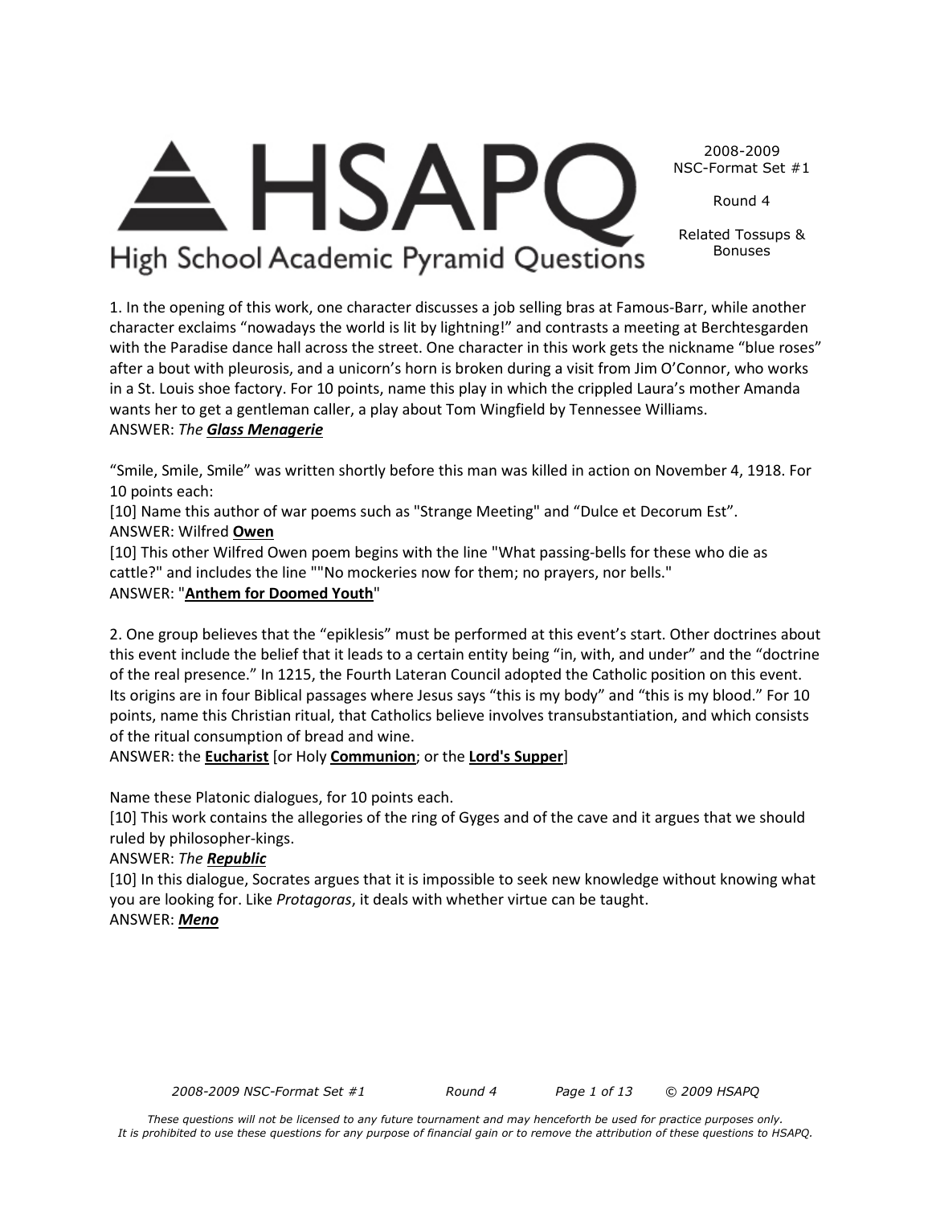# HSAPQ

## High School Academic Pyramid Questions

2008-2009 NSC-Format Set #1

Round 4

Related Tossups & Bonuses

1. In the opening of this work, one character discusses a job selling bras at Famous-Barr, while another character exclaims "nowadays the world is lit by lightning!" and contrasts a meeting at Berchtesgarden with the Paradise dance hall across the street. One character in this work gets the nickname "blue roses" after a bout with pleurosis, and a unicorn's horn is broken during a visit from Jim O'Connor, who works in a St. Louis shoe factory. For 10 points, name this play in which the crippled Laura's mother Amanda wants her to get a gentleman caller, a play about Tom Wingfield by Tennessee Williams.
ANSWER: *The* ***Glass Menagerie***

"Smile, Smile, Smile" was written shortly before this man was killed in action on November 4, 1918. For 10 points each:
[10] Name this author of war poems such as "Strange Meeting" and "Dulce et Decorum Est".
ANSWER: Wilfred **Owen**
[10] This other Wilfred Owen poem begins with the line "What passing-bells for these who die as cattle?" and includes the line ""No mockeries now for them; no prayers, nor bells."
ANSWER: "**Anthem for Doomed Youth**"

2. One group believes that the "epiklesis" must be performed at this event's start. Other doctrines about this event include the belief that it leads to a certain entity being "in, with, and under" and the "doctrine of the real presence." In 1215, the Fourth Lateran Council adopted the Catholic position on this event. Its origins are in four Biblical passages where Jesus says "this is my body" and "this is my blood." For 10 points, name this Christian ritual, that Catholics believe involves transubstantiation, and which consists of the ritual consumption of bread and wine.
ANSWER: the **Eucharist** [or Holy **Communion**; or the **Lord's Supper**]

Name these Platonic dialogues, for 10 points each.
[10] This work contains the allegories of the ring of Gyges and of the cave and it argues that we should ruled by philosopher-kings.
ANSWER: *The* ***Republic***
[10] In this dialogue, Socrates argues that it is impossible to seek new knowledge without knowing what you are looking for. Like *Protagoras*, it deals with whether virtue can be taught.
ANSWER: ***Meno***

*These questions will not be licensed to any future tournament and may henceforth be used for practice purposes only. It is prohibited to use these questions for any purpose of financial gain or to remove the attribution of these questions to HSAPQ.*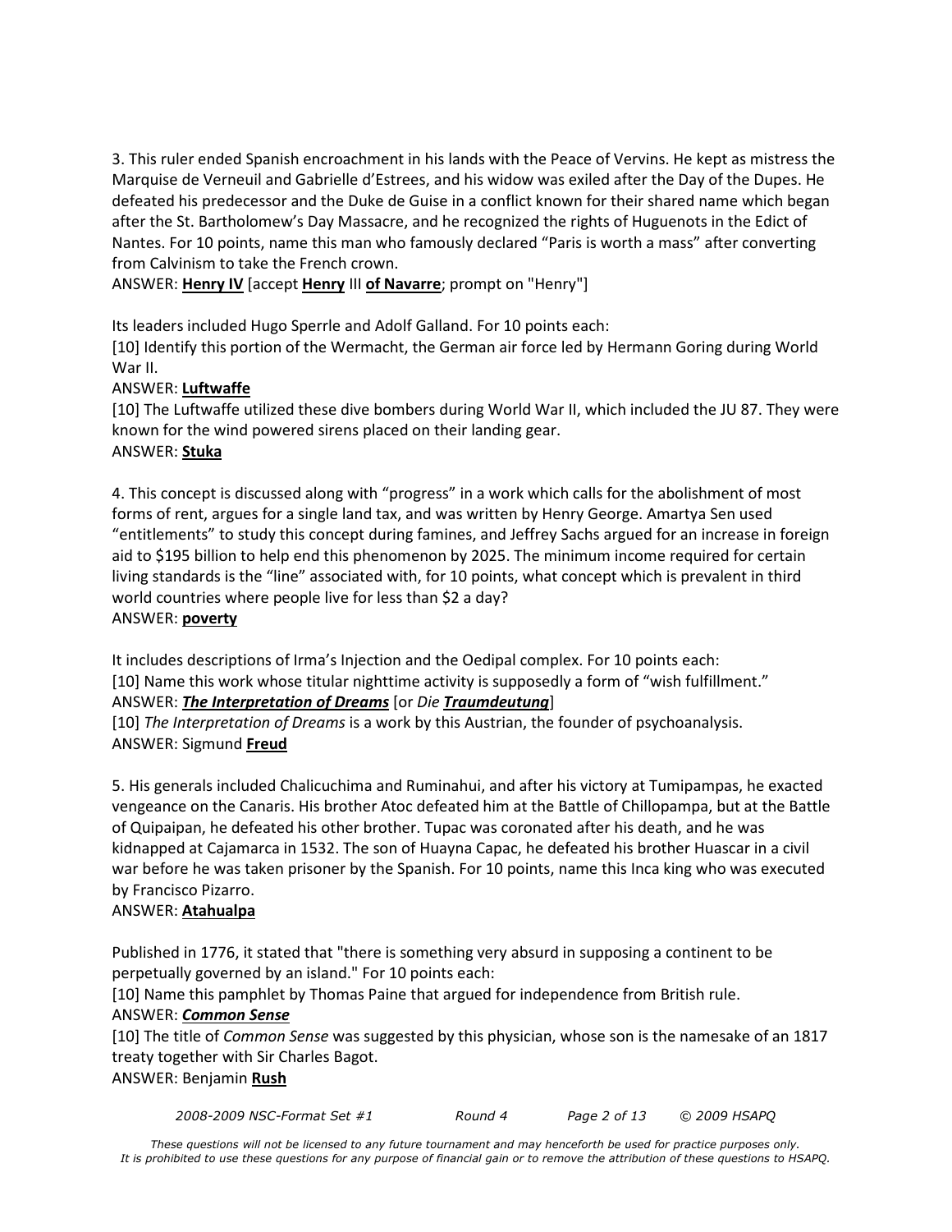3. This ruler ended Spanish encroachment in his lands with the Peace of Vervins. He kept as mistress the Marquise de Verneuil and Gabrielle d'Estrees, and his widow was exiled after the Day of the Dupes. He defeated his predecessor and the Duke de Guise in a conflict known for their shared name which began after the St. Bartholomew's Day Massacre, and he recognized the rights of Huguenots in the Edict of Nantes. For 10 points, name this man who famously declared "Paris is worth a mass" after converting from Calvinism to take the French crown.
ANSWER: **Henry IV** [accept **Henry** III **of Navarre**; prompt on "Henry"]

Its leaders included Hugo Sperrle and Adolf Galland. For 10 points each:
[10] Identify this portion of the Wermacht, the German air force led by Hermann Goring during World War II.
ANSWER: **Luftwaffe**
[10] The Luftwaffe utilized these dive bombers during World War II, which included the JU 87. They were known for the wind powered sirens placed on their landing gear.
ANSWER: **Stuka**

4. This concept is discussed along with "progress" in a work which calls for the abolishment of most forms of rent, argues for a single land tax, and was written by Henry George. Amartya Sen used "entitlements" to study this concept during famines, and Jeffrey Sachs argued for an increase in foreign aid to $195 billion to help end this phenomenon by 2025. The minimum income required for certain living standards is the "line" associated with, for 10 points, what concept which is prevalent in third world countries where people live for less than $2 a day?
ANSWER: **poverty**

It includes descriptions of Irma's Injection and the Oedipal complex. For 10 points each:
[10] Name this work whose titular nighttime activity is supposedly a form of "wish fulfillment."
ANSWER: ***The Interpretation of Dreams*** [or *Die* ***Traumdeutung***]
[10] *The Interpretation of Dreams* is a work by this Austrian, the founder of psychoanalysis.
ANSWER: Sigmund **Freud**

5. His generals included Chalicuchima and Ruminahui, and after his victory at Tumipampas, he exacted vengeance on the Canaris. His brother Atoc defeated him at the Battle of Chillopampa, but at the Battle of Quipaipan, he defeated his other brother. Tupac was coronated after his death, and he was kidnapped at Cajamarca in 1532. The son of Huayna Capac, he defeated his brother Huascar in a civil war before he was taken prisoner by the Spanish. For 10 points, name this Inca king who was executed by Francisco Pizarro.
ANSWER: **Atahualpa**

Published in 1776, it stated that "there is something very absurd in supposing a continent to be perpetually governed by an island." For 10 points each:
[10] Name this pamphlet by Thomas Paine that argued for independence from British rule.
ANSWER: ***Common Sense***
[10] The title of *Common Sense* was suggested by this physician, whose son is the namesake of an 1817 treaty together with Sir Charles Bagot.
ANSWER: Benjamin **Rush**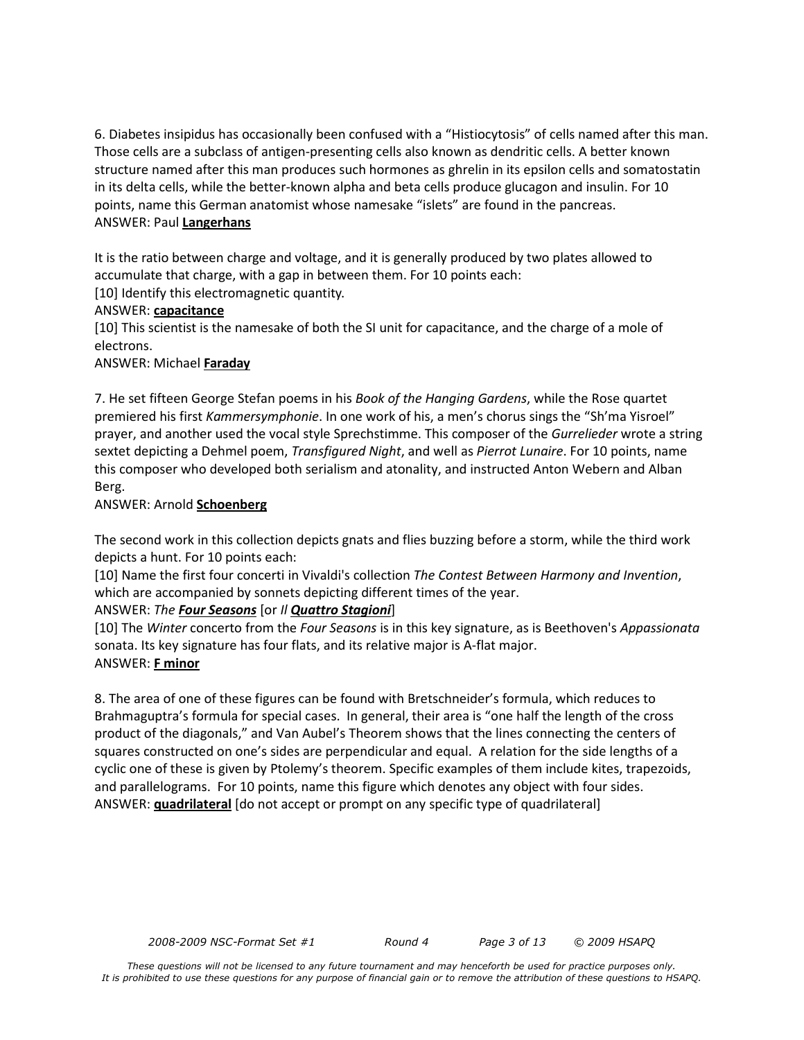6. Diabetes insipidus has occasionally been confused with a "Histiocytosis" of cells named after this man. Those cells are a subclass of antigen-presenting cells also known as dendritic cells. A better known structure named after this man produces such hormones as ghrelin in its epsilon cells and somatostatin in its delta cells, while the better-known alpha and beta cells produce glucagon and insulin. For 10 points, name this German anatomist whose namesake "islets" are found in the pancreas.
ANSWER: Paul **Langerhans**

It is the ratio between charge and voltage, and it is generally produced by two plates allowed to accumulate that charge, with a gap in between them. For 10 points each:
[10] Identify this electromagnetic quantity.
ANSWER: **capacitance**
[10] This scientist is the namesake of both the SI unit for capacitance, and the charge of a mole of electrons.
ANSWER: Michael **Faraday**

7. He set fifteen George Stefan poems in his *Book of the Hanging Gardens*, while the Rose quartet premiered his first *Kammersymphonie*. In one work of his, a men's chorus sings the "Sh'ma Yisroel" prayer, and another used the vocal style Sprechstimme. This composer of the *Gurrelieder* wrote a string sextet depicting a Dehmel poem, *Transfigured Night*, and well as *Pierrot Lunaire*. For 10 points, name this composer who developed both serialism and atonality, and instructed Anton Webern and Alban Berg.
ANSWER: Arnold **Schoenberg**

The second work in this collection depicts gnats and flies buzzing before a storm, while the third work depicts a hunt. For 10 points each:
[10] Name the first four concerti in Vivaldi's collection *The Contest Between Harmony and Invention*, which are accompanied by sonnets depicting different times of the year.
ANSWER: *The **Four Seasons*** [or *Il **Quattro Stagioni***]
[10] The *Winter* concerto from the *Four Seasons* is in this key signature, as is Beethoven's *Appassionata* sonata. Its key signature has four flats, and its relative major is A-flat major.
ANSWER: **F minor**

8. The area of one of these figures can be found with Bretschneider's formula, which reduces to Brahmaguptra's formula for special cases. In general, their area is "one half the length of the cross product of the diagonals," and Van Aubel's Theorem shows that the lines connecting the centers of squares constructed on one's sides are perpendicular and equal. A relation for the side lengths of a cyclic one of these is given by Ptolemy's theorem. Specific examples of them include kites, trapezoids, and parallelograms. For 10 points, name this figure which denotes any object with four sides.
ANSWER: **quadrilateral** [do not accept or prompt on any specific type of quadrilateral]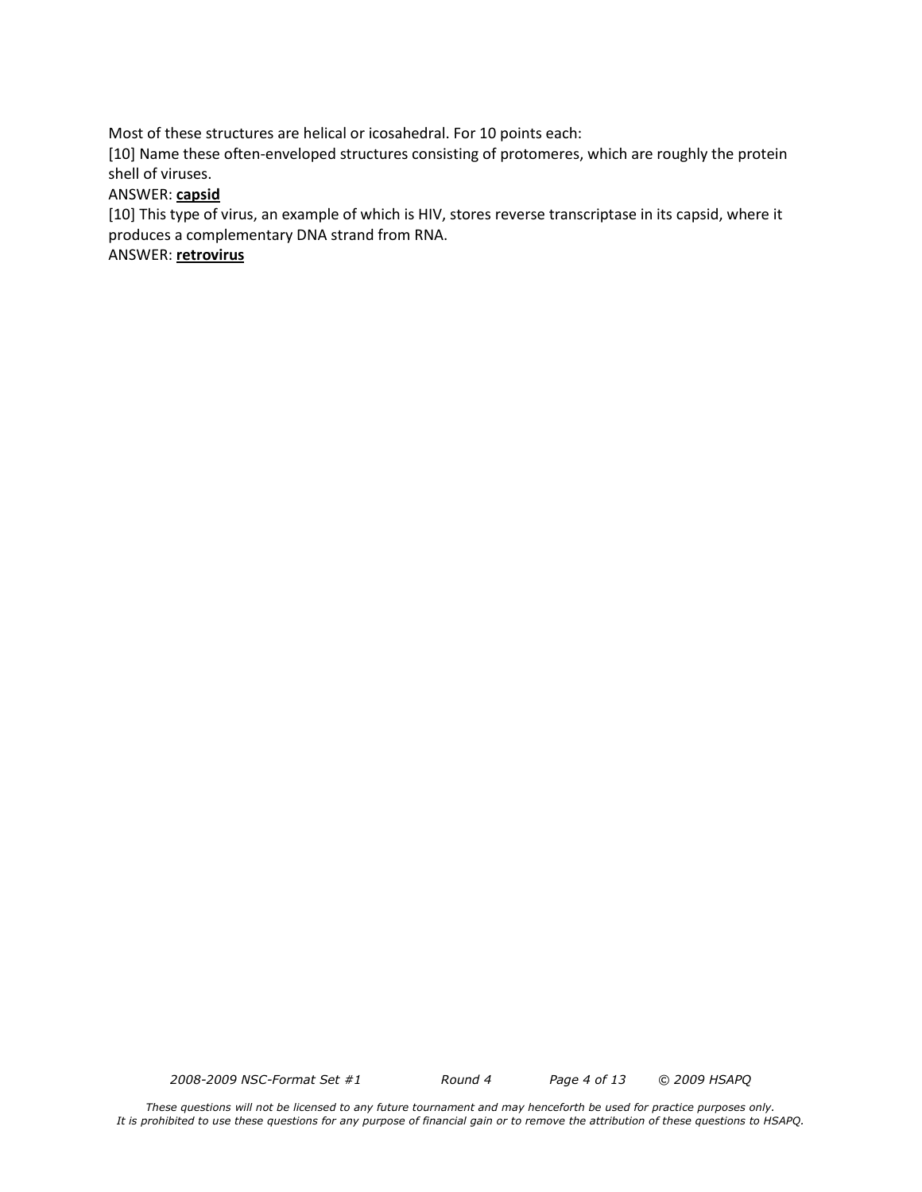Most of these structures are helical or icosahedral. For 10 points each:

[10] Name these often-enveloped structures consisting of protomeres, which are roughly the protein shell of viruses.

ANSWER: **capsid**

[10] This type of virus, an example of which is HIV, stores reverse transcriptase in its capsid, where it produces a complementary DNA strand from RNA.

ANSWER: **retrovirus**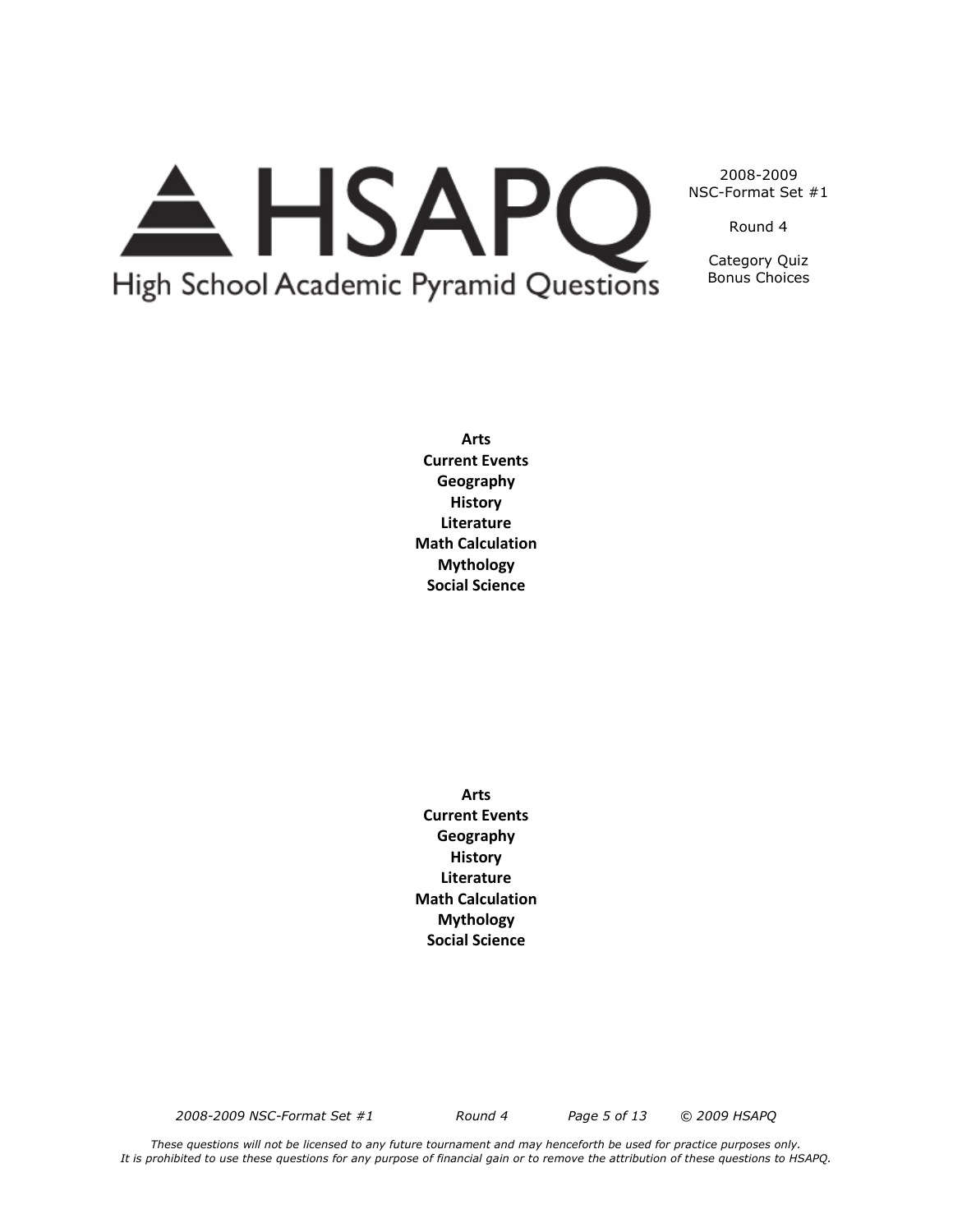2008-2009 NSC-Format Set #1

Round 4

Category Quiz Bonus Choices

**Arts**
**Current Events**
**Geography**
**History**
**Literature**
**Math Calculation**
**Mythology**
**Social Science**

**Arts**
**Current Events**
**Geography**
**History**
**Literature**
**Math Calculation**
**Mythology**
**Social Science**

*These questions will not be licensed to any future tournament and may henceforth be used for practice purposes only.*
*It is prohibited to use these questions for any purpose of financial gain or to remove the attribution of these questions to HSAPQ.*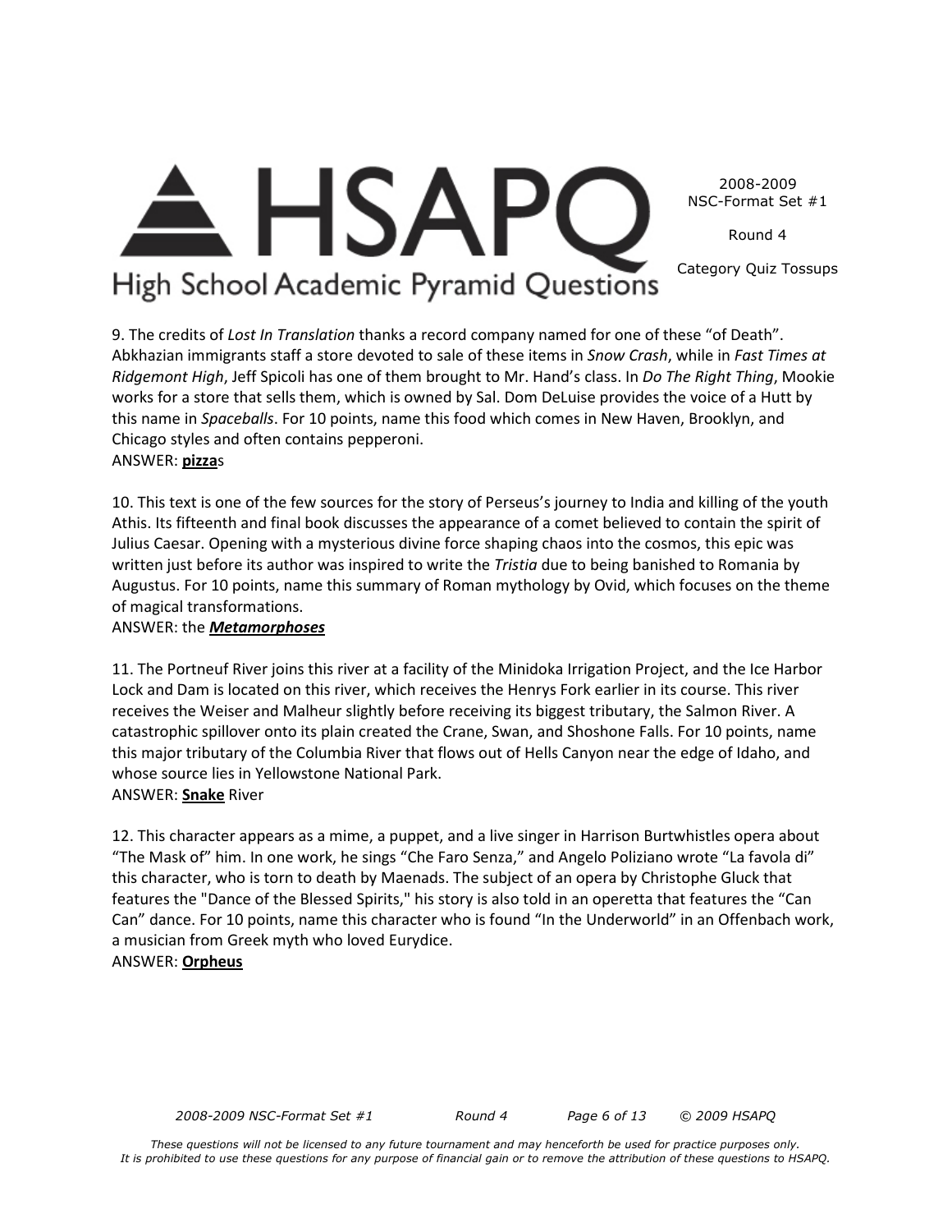9. The credits of *Lost In Translation* thanks a record company named for one of these "of Death". Abkhazian immigrants staff a store devoted to sale of these items in *Snow Crash*, while in *Fast Times at Ridgemont High*, Jeff Spicoli has one of them brought to Mr. Hand's class. In *Do The Right Thing*, Mookie works for a store that sells them, which is owned by Sal. Dom DeLuise provides the voice of a Hutt by this name in *Spaceballs*. For 10 points, name this food which comes in New Haven, Brooklyn, and Chicago styles and often contains pepperoni.
ANSWER: **pizza**s

10. This text is one of the few sources for the story of Perseus's journey to India and killing of the youth Athis. Its fifteenth and final book discusses the appearance of a comet believed to contain the spirit of Julius Caesar. Opening with a mysterious divine force shaping chaos into the cosmos, this epic was written just before its author was inspired to write the *Tristia* due to being banished to Romania by Augustus. For 10 points, name this summary of Roman mythology by Ovid, which focuses on the theme of magical transformations.
ANSWER: the ***Metamorphoses***

11. The Portneuf River joins this river at a facility of the Minidoka Irrigation Project, and the Ice Harbor Lock and Dam is located on this river, which receives the Henrys Fork earlier in its course. This river receives the Weiser and Malheur slightly before receiving its biggest tributary, the Salmon River. A catastrophic spillover onto its plain created the Crane, Swan, and Shoshone Falls. For 10 points, name this major tributary of the Columbia River that flows out of Hells Canyon near the edge of Idaho, and whose source lies in Yellowstone National Park.
ANSWER: **Snake** River

12. This character appears as a mime, a puppet, and a live singer in Harrison Burtwhistles opera about "The Mask of" him. In one work, he sings "Che Faro Senza," and Angelo Poliziano wrote "La favola di" this character, who is torn to death by Maenads. The subject of an opera by Christophe Gluck that features the "Dance of the Blessed Spirits," his story is also told in an operetta that features the "Can Can" dance. For 10 points, name this character who is found "In the Underworld" in an Offenbach work, a musician from Greek myth who loved Eurydice.
ANSWER: **Orpheus**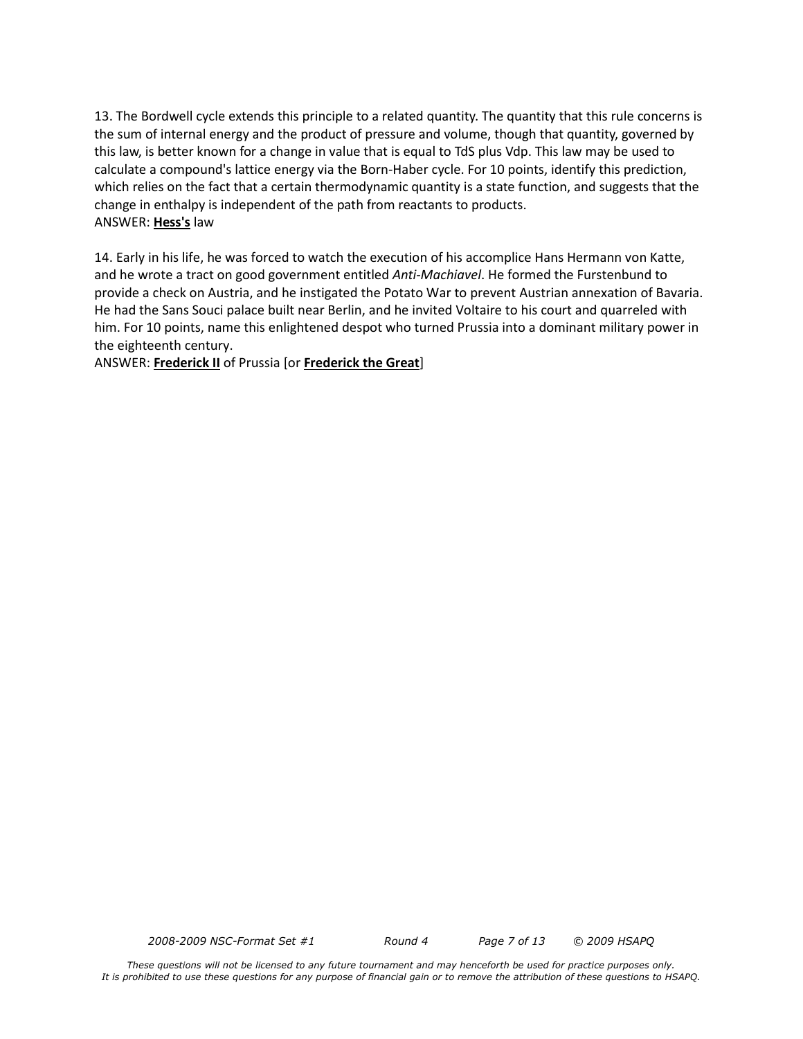13. The Bordwell cycle extends this principle to a related quantity. The quantity that this rule concerns is the sum of internal energy and the product of pressure and volume, though that quantity, governed by this law, is better known for a change in value that is equal to TdS plus Vdp. This law may be used to calculate a compound's lattice energy via the Born-Haber cycle. For 10 points, identify this prediction, which relies on the fact that a certain thermodynamic quantity is a state function, and suggests that the change in enthalpy is independent of the path from reactants to products.
ANSWER: **Hess's** law

14. Early in his life, he was forced to watch the execution of his accomplice Hans Hermann von Katte, and he wrote a tract on good government entitled *Anti-Machiavel*. He formed the Furstenbund to provide a check on Austria, and he instigated the Potato War to prevent Austrian annexation of Bavaria. He had the Sans Souci palace built near Berlin, and he invited Voltaire to his court and quarreled with him. For 10 points, name this enlightened despot who turned Prussia into a dominant military power in the eighteenth century.
ANSWER: **Frederick II** of Prussia [or **Frederick the Great**]

*These questions will not be licensed to any future tournament and may henceforth be used for practice purposes only. It is prohibited to use these questions for any purpose of financial gain or to remove the attribution of these questions to HSAPQ.*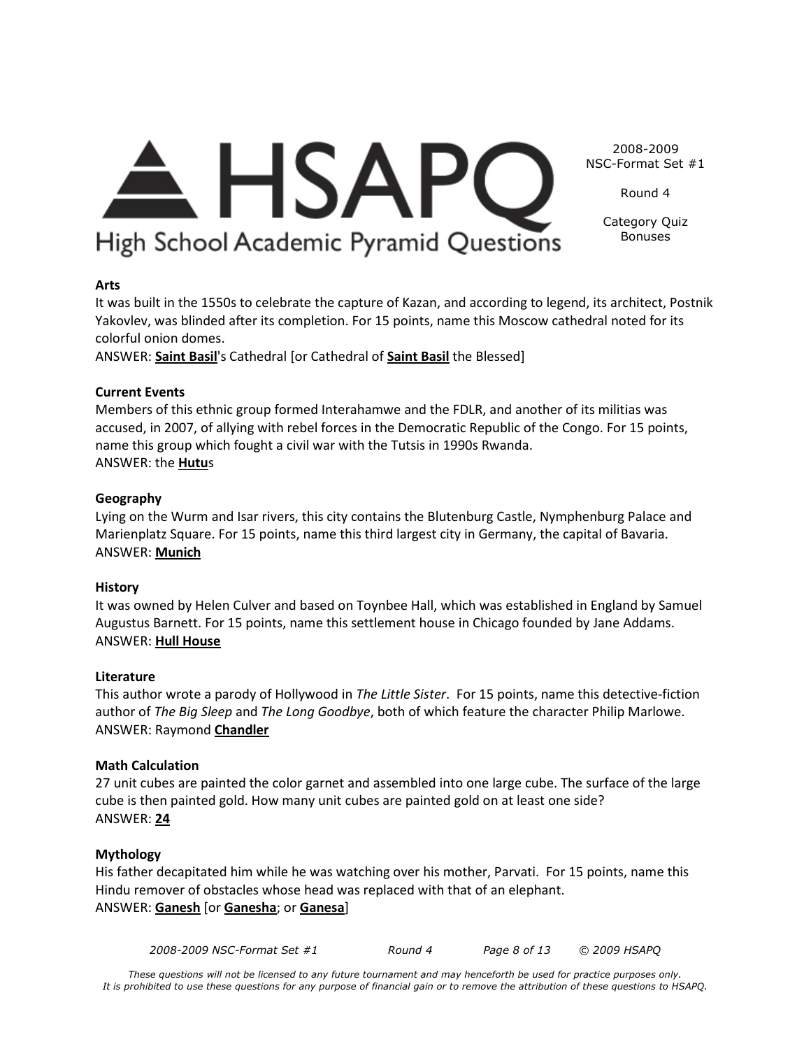# HSAPQ High School Academic Pyramid Questions

2008-2009 NSC-Format Set #1

Round 4

Category Quiz Bonuses

**Arts**

It was built in the 1550s to celebrate the capture of Kazan, and according to legend, its architect, Postnik Yakovlev, was blinded after its completion. For 15 points, name this Moscow cathedral noted for its colorful onion domes.

ANSWER: **Saint Basil**'s Cathedral [or Cathedral of **Saint Basil** the Blessed]

**Current Events**

Members of this ethnic group formed Interahamwe and the FDLR, and another of its militias was accused, in 2007, of allying with rebel forces in the Democratic Republic of the Congo. For 15 points, name this group which fought a civil war with the Tutsis in 1990s Rwanda.

ANSWER: the **Hutu**s

**Geography**

Lying on the Wurm and Isar rivers, this city contains the Blutenburg Castle, Nymphenburg Palace and Marienplatz Square. For 15 points, name this third largest city in Germany, the capital of Bavaria.

ANSWER: **Munich**

**History**

It was owned by Helen Culver and based on Toynbee Hall, which was established in England by Samuel Augustus Barnett. For 15 points, name this settlement house in Chicago founded by Jane Addams.

ANSWER: **Hull House**

**Literature**

This author wrote a parody of Hollywood in *The Little Sister*. For 15 points, name this detective-fiction author of *The Big Sleep* and *The Long Goodbye*, both of which feature the character Philip Marlowe.

ANSWER: Raymond **Chandler**

**Math Calculation**

27 unit cubes are painted the color garnet and assembled into one large cube. The surface of the large cube is then painted gold. How many unit cubes are painted gold on at least one side?

ANSWER: **24**

**Mythology**

His father decapitated him while he was watching over his mother, Parvati. For 15 points, name this Hindu remover of obstacles whose head was replaced with that of an elephant.

ANSWER: **Ganesh** [or **Ganesha**; or **Ganesa**]

*These questions will not be licensed to any future tournament and may henceforth be used for practice purposes only. It is prohibited to use these questions for any purpose of financial gain or to remove the attribution of these questions to HSAPQ.*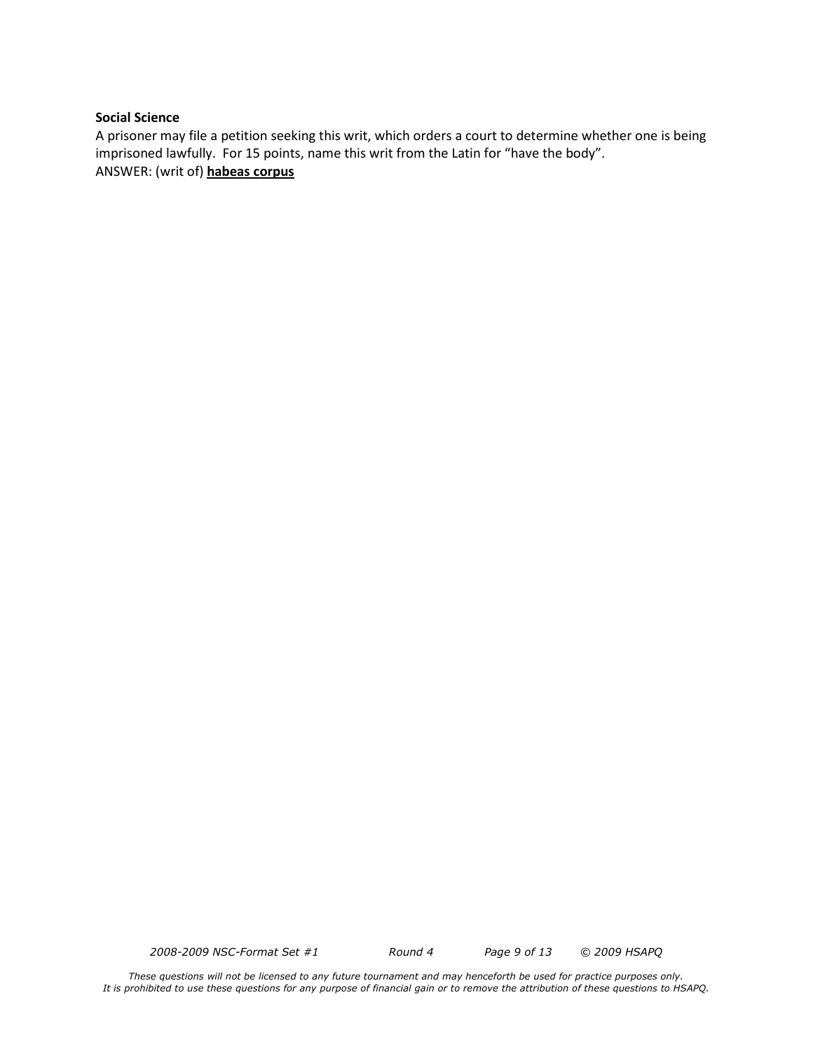**Social Science**

A prisoner may file a petition seeking this writ, which orders a court to determine whether one is being imprisoned lawfully. For 15 points, name this writ from the Latin for "have the body".

ANSWER: (writ of) **habeas corpus**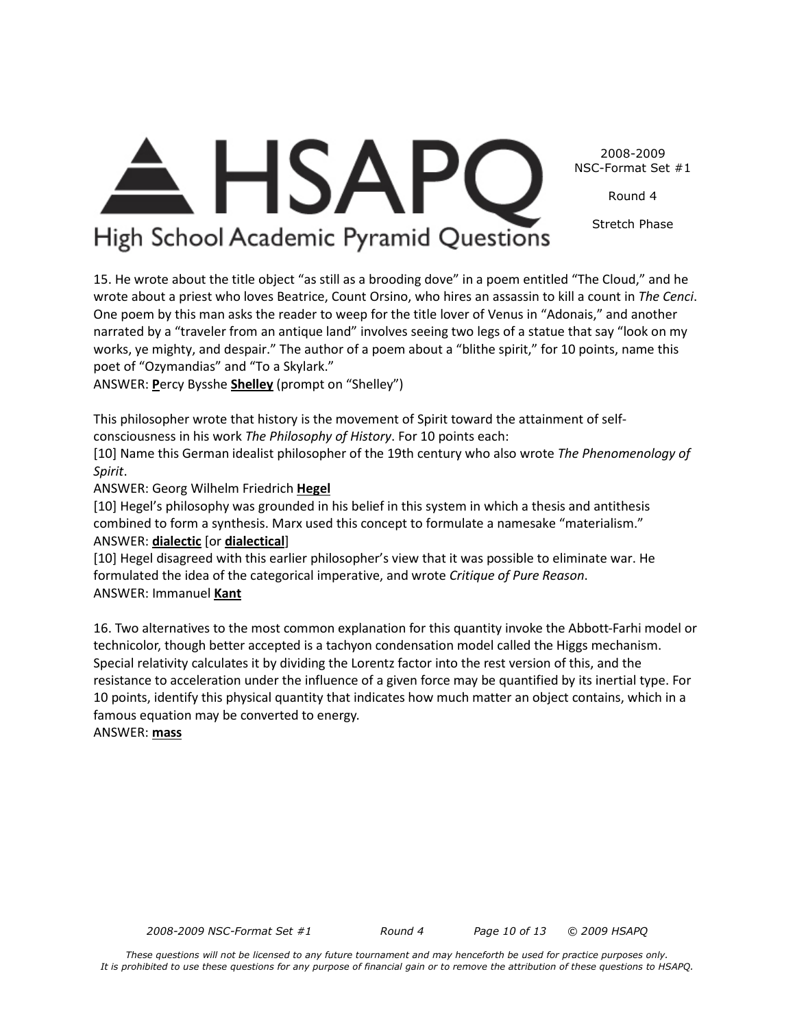15. He wrote about the title object "as still as a brooding dove" in a poem entitled "The Cloud," and he wrote about a priest who loves Beatrice, Count Orsino, who hires an assassin to kill a count in *The Cenci*. One poem by this man asks the reader to weep for the title lover of Venus in "Adonais," and another narrated by a "traveler from an antique land" involves seeing two legs of a statue that say "look on my works, ye mighty, and despair." The author of a poem about a "blithe spirit," for 10 points, name this poet of "Ozymandias" and "To a Skylark."
ANSWER: **P**ercy Bysshe **Shelley** (prompt on "Shelley")

This philosopher wrote that history is the movement of Spirit toward the attainment of self-consciousness in his work *The Philosophy of History*. For 10 points each:
[10] Name this German idealist philosopher of the 19th century who also wrote *The Phenomenology of Spirit*.
ANSWER: Georg Wilhelm Friedrich **Hegel**
[10] Hegel's philosophy was grounded in his belief in this system in which a thesis and antithesis combined to form a synthesis. Marx used this concept to formulate a namesake "materialism."
ANSWER: **dialectic** [or **dialectical**]
[10] Hegel disagreed with this earlier philosopher's view that it was possible to eliminate war. He formulated the idea of the categorical imperative, and wrote *Critique of Pure Reason*.
ANSWER: Immanuel **Kant**

16. Two alternatives to the most common explanation for this quantity invoke the Abbott-Farhi model or technicolor, though better accepted is a tachyon condensation model called the Higgs mechanism. Special relativity calculates it by dividing the Lorentz factor into the rest version of this, and the resistance to acceleration under the influence of a given force may be quantified by its inertial type. For 10 points, identify this physical quantity that indicates how much matter an object contains, which in a famous equation may be converted to energy.
ANSWER: **mass**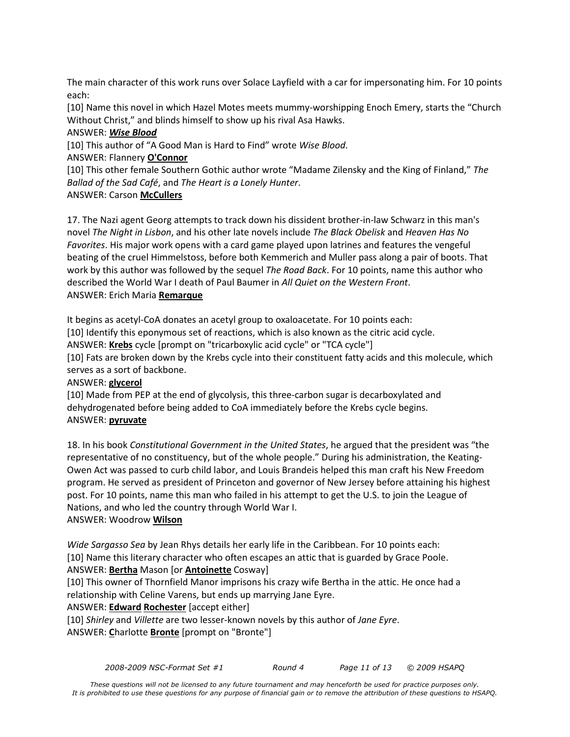The main character of this work runs over Solace Layfield with a car for impersonating him. For 10 points each:

[10] Name this novel in which Hazel Motes meets mummy-worshipping Enoch Emery, starts the "Church Without Christ," and blinds himself to show up his rival Asa Hawks.

ANSWER: ***Wise Blood***

[10] This author of "A Good Man is Hard to Find" wrote *Wise Blood*.

ANSWER: Flannery **O'Connor**

[10] This other female Southern Gothic author wrote "Madame Zilensky and the King of Finland," *The Ballad of the Sad Café*, and *The Heart is a Lonely Hunter*.

ANSWER: Carson **McCullers**

17. The Nazi agent Georg attempts to track down his dissident brother-in-law Schwarz in this man's novel *The Night in Lisbon*, and his other late novels include *The Black Obelisk* and *Heaven Has No Favorites*. His major work opens with a card game played upon latrines and features the vengeful beating of the cruel Himmelstoss, before both Kemmerich and Muller pass along a pair of boots. That work by this author was followed by the sequel *The Road Back*. For 10 points, name this author who described the World War I death of Paul Baumer in *All Quiet on the Western Front*.

ANSWER: Erich Maria **Remarque**

It begins as acetyl-CoA donates an acetyl group to oxaloacetate. For 10 points each:

[10] Identify this eponymous set of reactions, which is also known as the citric acid cycle.

ANSWER: **Krebs** cycle [prompt on "tricarboxylic acid cycle" or "TCA cycle"]

[10] Fats are broken down by the Krebs cycle into their constituent fatty acids and this molecule, which serves as a sort of backbone.

ANSWER: **glycerol**

[10] Made from PEP at the end of glycolysis, this three-carbon sugar is decarboxylated and dehydrogenated before being added to CoA immediately before the Krebs cycle begins.

ANSWER: **pyruvate**

18. In his book *Constitutional Government in the United States*, he argued that the president was "the representative of no constituency, but of the whole people." During his administration, the Keating-Owen Act was passed to curb child labor, and Louis Brandeis helped this man craft his New Freedom program. He served as president of Princeton and governor of New Jersey before attaining his highest post. For 10 points, name this man who failed in his attempt to get the U.S. to join the League of Nations, and who led the country through World War I.

ANSWER: Woodrow **Wilson**

*Wide Sargasso Sea* by Jean Rhys details her early life in the Caribbean. For 10 points each:

[10] Name this literary character who often escapes an attic that is guarded by Grace Poole.

ANSWER: **Bertha** Mason [or **Antoinette** Cosway]

[10] This owner of Thornfield Manor imprisons his crazy wife Bertha in the attic. He once had a relationship with Celine Varens, but ends up marrying Jane Eyre.

ANSWER: **Edward** **Rochester** [accept either]

[10] *Shirley* and *Villette* are two lesser-known novels by this author of *Jane Eyre*.

ANSWER: **C**harlotte **Bronte** [prompt on "Bronte"]

*These questions will not be licensed to any future tournament and may henceforth be used for practice purposes only. It is prohibited to use these questions for any purpose of financial gain or to remove the attribution of these questions to HSAPQ.*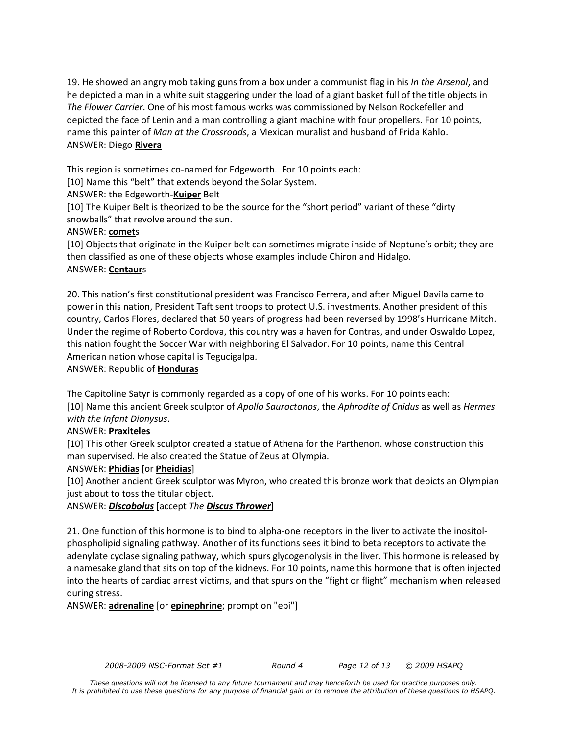19. He showed an angry mob taking guns from a box under a communist flag in his *In the Arsenal*, and he depicted a man in a white suit staggering under the load of a giant basket full of the title objects in *The Flower Carrier*. One of his most famous works was commissioned by Nelson Rockefeller and depicted the face of Lenin and a man controlling a giant machine with four propellers. For 10 points, name this painter of *Man at the Crossroads*, a Mexican muralist and husband of Frida Kahlo.
ANSWER: Diego **Rivera**

This region is sometimes co-named for Edgeworth. For 10 points each:
[10] Name this "belt" that extends beyond the Solar System.
ANSWER: the Edgeworth-**Kuiper** Belt
[10] The Kuiper Belt is theorized to be the source for the "short period" variant of these "dirty snowballs" that revolve around the sun.
ANSWER: **comet**s
[10] Objects that originate in the Kuiper belt can sometimes migrate inside of Neptune's orbit; they are then classified as one of these objects whose examples include Chiron and Hidalgo.
ANSWER: **Centaur**s

20. This nation's first constitutional president was Francisco Ferrera, and after Miguel Davila came to power in this nation, President Taft sent troops to protect U.S. investments. Another president of this country, Carlos Flores, declared that 50 years of progress had been reversed by 1998's Hurricane Mitch. Under the regime of Roberto Cordova, this country was a haven for Contras, and under Oswaldo Lopez, this nation fought the Soccer War with neighboring El Salvador. For 10 points, name this Central American nation whose capital is Tegucigalpa.
ANSWER: Republic of **Honduras**

The Capitoline Satyr is commonly regarded as a copy of one of his works. For 10 points each:
[10] Name this ancient Greek sculptor of *Apollo Sauroctonos*, the *Aphrodite of Cnidus* as well as *Hermes with the Infant Dionysus*.
ANSWER: **Praxiteles**
[10] This other Greek sculptor created a statue of Athena for the Parthenon. whose construction this man supervised. He also created the Statue of Zeus at Olympia.
ANSWER: **Phidias** [or **Pheidias**]
[10] Another ancient Greek sculptor was Myron, who created this bronze work that depicts an Olympian just about to toss the titular object.
ANSWER: ***Discobolus*** [accept *The* ***Discus Thrower***]

21. One function of this hormone is to bind to alpha-one receptors in the liver to activate the inositol-phospholipid signaling pathway. Another of its functions sees it bind to beta receptors to activate the adenylate cyclase signaling pathway, which spurs glycogenolysis in the liver. This hormone is released by a namesake gland that sits on top of the kidneys. For 10 points, name this hormone that is often injected into the hearts of cardiac arrest victims, and that spurs on the "fight or flight" mechanism when released during stress.
ANSWER: **adrenaline** [or **epinephrine**; prompt on "epi"]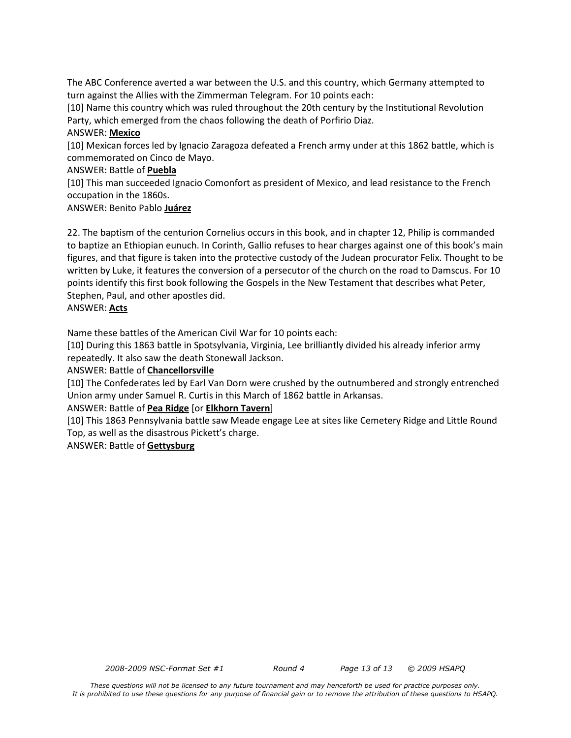The ABC Conference averted a war between the U.S. and this country, which Germany attempted to turn against the Allies with the Zimmerman Telegram. For 10 points each:

[10] Name this country which was ruled throughout the 20th century by the Institutional Revolution Party, which emerged from the chaos following the death of Porfirio Diaz.

ANSWER: **Mexico**

[10] Mexican forces led by Ignacio Zaragoza defeated a French army under at this 1862 battle, which is commemorated on Cinco de Mayo.

ANSWER: Battle of **Puebla**

[10] This man succeeded Ignacio Comonfort as president of Mexico, and lead resistance to the French occupation in the 1860s.

ANSWER: Benito Pablo **Juárez**

22. The baptism of the centurion Cornelius occurs in this book, and in chapter 12, Philip is commanded to baptize an Ethiopian eunuch. In Corinth, Gallio refuses to hear charges against one of this book's main figures, and that figure is taken into the protective custody of the Judean procurator Felix. Thought to be written by Luke, it features the conversion of a persecutor of the church on the road to Damscus. For 10 points identify this first book following the Gospels in the New Testament that describes what Peter, Stephen, Paul, and other apostles did.

ANSWER: **Acts**

Name these battles of the American Civil War for 10 points each:

[10] During this 1863 battle in Spotsylvania, Virginia, Lee brilliantly divided his already inferior army repeatedly. It also saw the death Stonewall Jackson.

ANSWER: Battle of **Chancellorsville**

[10] The Confederates led by Earl Van Dorn were crushed by the outnumbered and strongly entrenched Union army under Samuel R. Curtis in this March of 1862 battle in Arkansas.

ANSWER: Battle of **Pea Ridge** [or **Elkhorn Tavern**]

[10] This 1863 Pennsylvania battle saw Meade engage Lee at sites like Cemetery Ridge and Little Round Top, as well as the disastrous Pickett's charge.

ANSWER: Battle of **Gettysburg**